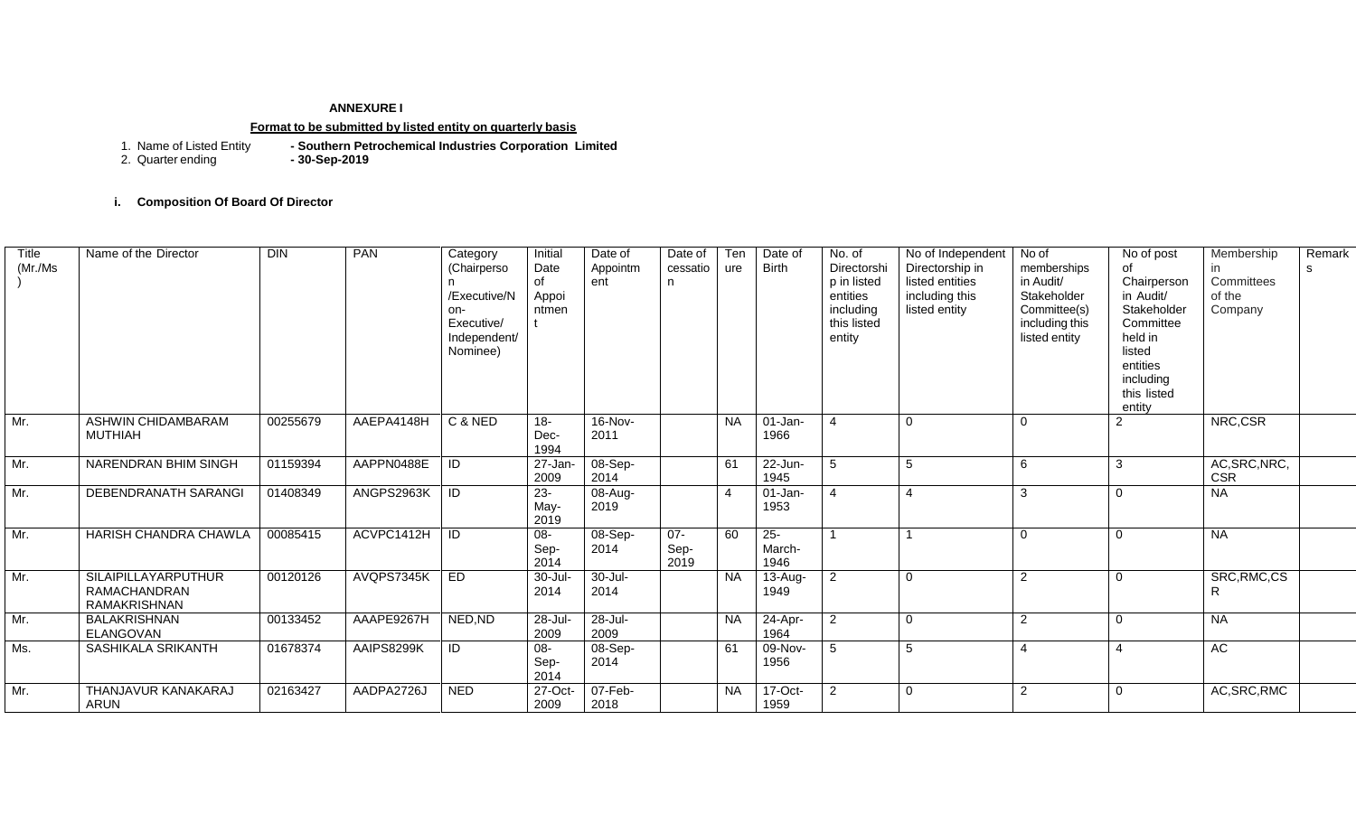**ANNEXURE I**

**Format to be submitted by listed entity on quarterly basis**

1. Name of Listed Entity **- Southern Petrochemical Industries Corporation Limited**
2. Quarter ending **- 30-Sep-2019**

**i. Composition Of Board Of Director**

| Title (Mr./Ms) | Name of the Director | DIN | PAN | Category (Chairperson /Executive/Non-Executive/ Independent/ Nominee) | Initial Date of Appointment | Date of Appointment | Date of cessation | Tenure | Date of Birth | No. of Directorship in listed entities including this listed entity | No of Independent Directorship in listed entities including this listed entity | No of memberships in Audit/ Stakeholder Committee(s) including this listed entity | No of post of Chairperson in Audit/ Stakeholder Committee held in listed entities including this listed entity | Membership in Committees of the Company | Remarks |
|---|---|---|---|---|---|---|---|---|---|---|---|---|---|---|---|
| Mr. | ASHWIN CHIDAMBARAM MUTHIAH | 00255679 | AAEPA4148H | C & NED | 18-Dec-1994 | 16-Nov-2011 | | NA | 01-Jan-1966 | 4 | 0 | 0 | 2 | NRC,CSR | |
| Mr. | NARENDRAN BHIM SINGH | 01159394 | AAPPN0488E | ID | 27-Jan-2009 | 08-Sep-2014 | | 61 | 22-Jun-1945 | 5 | 5 | 6 | 3 | AC,SRC,NRC, CSR | |
| Mr. | DEBENDRANATH SARANGI | 01408349 | ANGPS2963K | ID | 23-May-2019 | 08-Aug-2019 | | 4 | 01-Jan-1953 | 4 | 4 | 3 | 0 | NA | |
| Mr. | HARISH CHANDRA CHAWLA | 00085415 | ACVPC1412H | ID | 08-Sep-2014 | 08-Sep-2014 | 07-Sep-2019 | 60 | 25-March-1946 | 1 | 1 | 0 | 0 | NA | |
| Mr. | SILAIPILLAYARPUTHUR RAMACHANDRAN RAMAKRISHNAN | 00120126 | AVQPS7345K | ED | 30-Jul-2014 | 30-Jul-2014 | | NA | 13-Aug-1949 | 2 | 0 | 2 | 0 | SRC,RMC,CSR | |
| Mr. | BALAKRISHNAN ELANGOVAN | 00133452 | AAAPE9267H | NED,ND | 28-Jul-2009 | 28-Jul-2009 | | NA | 24-Apr-1964 | 2 | 0 | 2 | 0 | NA | |
| Ms. | SASHIKALA SRIKANTH | 01678374 | AAIPS8299K | ID | 08-Sep-2014 | 08-Sep-2014 | | 61 | 09-Nov-1956 | 5 | 5 | 4 | 4 | AC | |
| Mr. | THANJAVUR KANAKARAJ ARUN | 02163427 | AADPA2726J | NED | 27-Oct-2009 | 07-Feb-2018 | | NA | 17-Oct-1959 | 2 | 0 | 2 | 0 | AC,SRC,RMC | |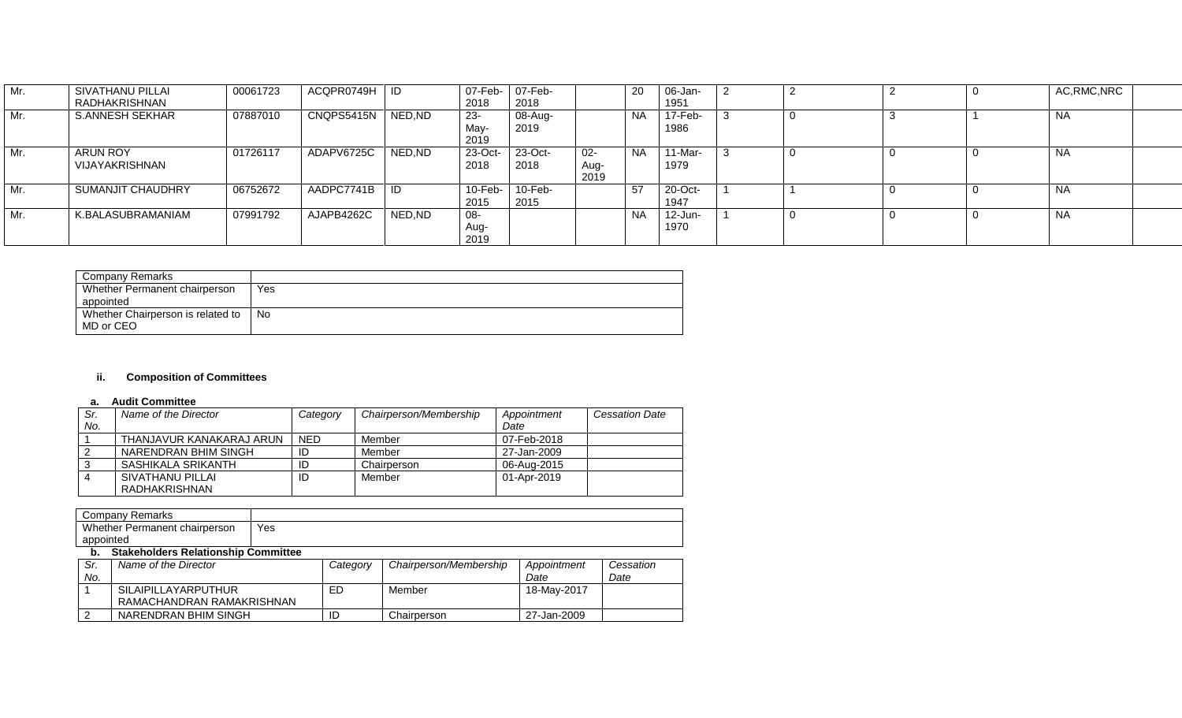| Mr. | SIVATHANU PILLAI RADHAKRISHNAN | 00061723 | ACQPR0749H | ID | 07-Feb-2018 | 07-Feb-2018 | | 20 | 06-Jan-1951 | 2 | 2 | 2 | 0 | AC,RMC,NRC | |
|---|---|---|---|---|---|---|---|---|---|---|---|---|---|---|---|
| Mr. | S.ANNESH SEKHAR | 07887010 | CNQPS5415N | NED,ND | 23-May-2019 | 08-Aug-2019 | | NA | 17-Feb-1986 | 3 | 0 | 3 | 1 | NA | |
| Mr. | ARUN ROY VIJAYAKRISHNAN | 01726117 | ADAPV6725C | NED,ND | 23-Oct-2018 | 23-Oct-2018 | 02-Aug-2019 | NA | 11-Mar-1979 | 3 | 0 | 0 | 0 | NA | |
| Mr. | SUMANJIT CHAUDHRY | 06752672 | AADPC7741B | ID | 10-Feb-2015 | 10-Feb-2015 | | 57 | 20-Oct-1947 | 1 | 1 | 0 | 0 | NA | |
| Mr. | K.BALASUBRAMANIAM | 07991792 | AJAPB4262C | NED,ND | 08-Aug-2019 | | | NA | 12-Jun-1970 | 1 | 0 | 0 | 0 | NA | |

| Company Remarks | |
|---|---|
| Whether Permanent chairperson appointed | Yes |
| Whether Chairperson is related to MD or CEO | No |

### ii. Composition of Committees

#### a. Audit Committee

| Sr. No. | *Name of the Director* | *Category* | *Chairperson/Membership* | *Appointment Date* | *Cessation Date* |
|---|---|---|---|---|---|
| 1 | THANJAVUR KANAKARAJ ARUN | NED | Member | 07-Feb-2018 | |
| 2 | NARENDRAN BHIM SINGH | ID | Member | 27-Jan-2009 | |
| 3 | SASHIKALA SRIKANTH | ID | Chairperson | 06-Aug-2015 | |
| 4 | SIVATHANU PILLAI RADHAKRISHNAN | ID | Member | 01-Apr-2019 | |

| Company Remarks | |
|---|---|
| Whether Permanent chairperson appointed | Yes |

#### b. Stakeholders Relationship Committee

| Sr. No. | *Name of the Director* | *Category* | *Chairperson/Membership* | *Appointment Date* | *Cessation Date* |
|---|---|---|---|---|---|
| 1 | SILAIPILLAYARPUTHUR RAMACHANDRAN RAMAKRISHNAN | ED | Member | 18-May-2017 | |
| 2 | NARENDRAN BHIM SINGH | ID | Chairperson | 27-Jan-2009 | |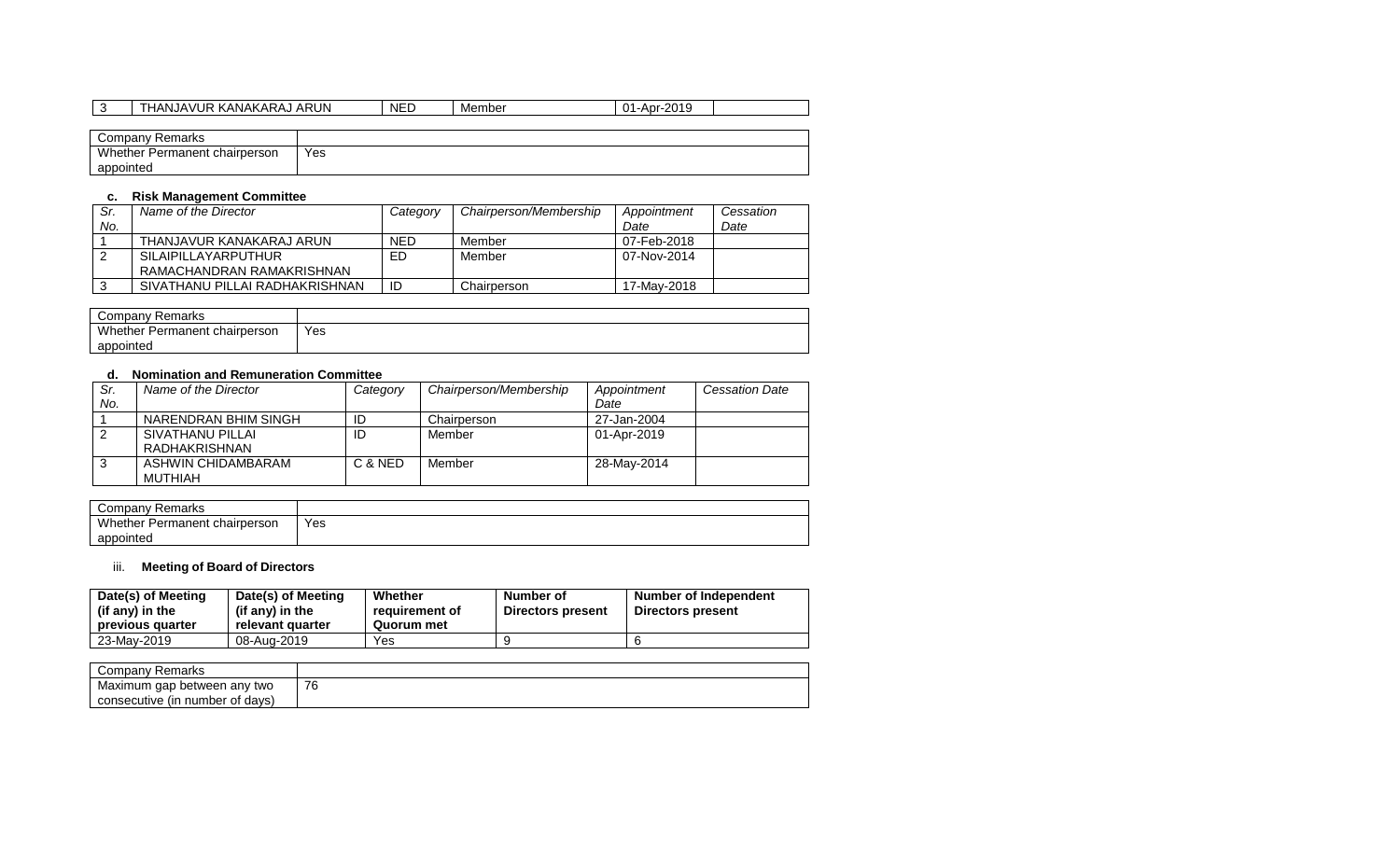| 3 | THANJAVUR KANAKARAJ ARUN | NED | Member | 01-Apr-2019 | |
|---|---|---|---|---|---|

| Company Remarks | |
|---|---|
| Whether Permanent chairperson appointed | Yes |

**c. Risk Management Committee**

| *Sr. No.* | *Name of the Director* | *Category* | *Chairperson/Membership* | *Appointment Date* | *Cessation Date* |
|---|---|---|---|---|---|
| 1 | THANJAVUR KANAKARAJ ARUN | NED | Member | 07-Feb-2018 | |
| 2 | SILAIPILLAYARPUTHUR RAMACHANDRAN RAMAKRISHNAN | ED | Member | 07-Nov-2014 | |
| 3 | SIVATHANU PILLAI RADHAKRISHNAN | ID | Chairperson | 17-May-2018 | |

| Company Remarks | |
|---|---|
| Whether Permanent chairperson appointed | Yes |

**d. Nomination and Remuneration Committee**

| *Sr. No.* | *Name of the Director* | *Category* | *Chairperson/Membership* | *Appointment Date* | *Cessation Date* |
|---|---|---|---|---|---|
| 1 | NARENDRAN BHIM SINGH | ID | Chairperson | 27-Jan-2004 | |
| 2 | SIVATHANU PILLAI RADHAKRISHNAN | ID | Member | 01-Apr-2019 | |
| 3 | ASHWIN CHIDAMBARAM MUTHIAH | C & NED | Member | 28-May-2014 | |

| Company Remarks | |
|---|---|
| Whether Permanent chairperson appointed | Yes |

iii. **Meeting of Board of Directors**

| Date(s) of Meeting (if any) in the previous quarter | Date(s) of Meeting (if any) in the relevant quarter | Whether requirement of Quorum met | Number of Directors present | Number of Independent Directors present |
|---|---|---|---|---|
| 23-May-2019 | 08-Aug-2019 | Yes | 9 | 6 |

| Company Remarks | |
|---|---|
| Maximum gap between any two consecutive (in number of days) | 76 |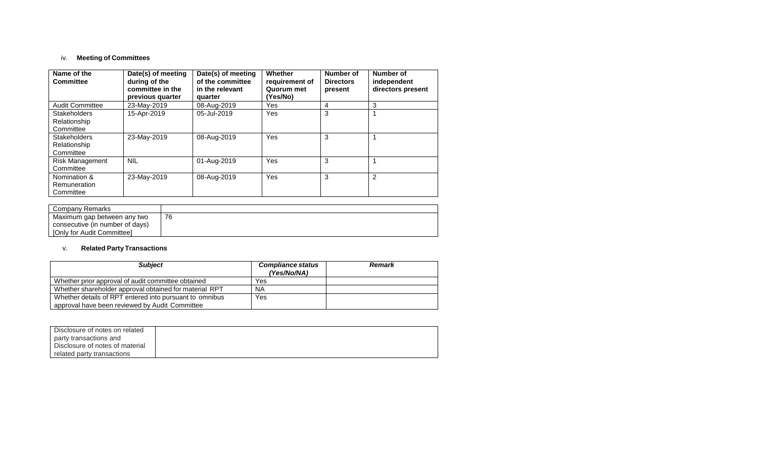iv. **Meeting of Committees**

| Name of the Committee | Date(s) of meeting during of the committee in the previous quarter | Date(s) of meeting of the committee in the relevant quarter | Whether requirement of Quorum met (Yes/No) | Number of Directors present | Number of independent directors present |
|---|---|---|---|---|---|
| Audit Committee | 23-May-2019 | 08-Aug-2019 | Yes | 4 | 3 |
| Stakeholders Relationship Committee | 15-Apr-2019 | 05-Jul-2019 | Yes | 3 | 1 |
| Stakeholders Relationship Committee | 23-May-2019 | 08-Aug-2019 | Yes | 3 | 1 |
| Risk Management Committee | NIL | 01-Aug-2019 | Yes | 3 | 1 |
| Nomination & Remuneration Committee | 23-May-2019 | 08-Aug-2019 | Yes | 3 | 2 |

| Company Remarks | |
|---|---|
| Maximum gap between any two consecutive (in number of days) [Only for Audit Committee] | 76 |

v. **Related Party Transactions**

| *Subject* | *Compliance status (Yes/No/NA)* | *Remark* |
|---|---|---|
| Whether prior approval of audit committee obtained | Yes | |
| Whether shareholder approval obtained for material RPT | NA | |
| Whether details of RPT entered into pursuant to omnibus approval have been reviewed by Audit Committee | Yes | |

| Disclosure of notes on related party transactions and Disclosure of notes of material related party transactions | |
|---|---|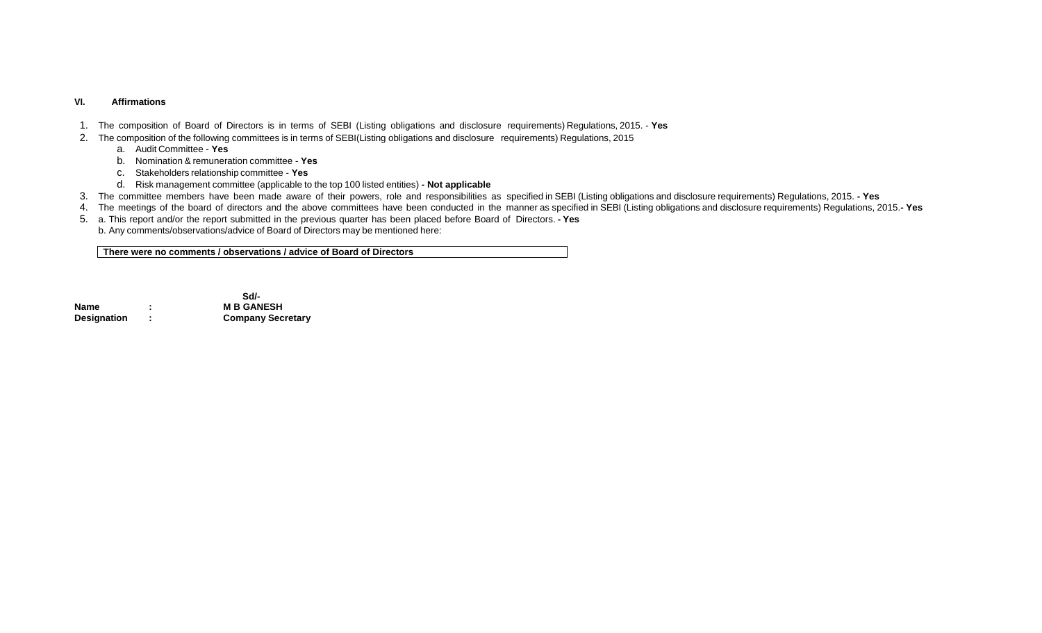## VI. Affirmations

1. The composition of Board of Directors is in terms of SEBI (Listing obligations and disclosure requirements) Regulations, 2015. - **Yes**
2. The composition of the following committees is in terms of SEBI(Listing obligations and disclosure requirements) Regulations, 2015
   a. Audit Committee - **Yes**
   b. Nomination & remuneration committee - **Yes**
   c. Stakeholders relationship committee - **Yes**
   d. Risk management committee (applicable to the top 100 listed entities) **- Not applicable**
3. The committee members have been made aware of their powers, role and responsibilities as specified in SEBI (Listing obligations and disclosure requirements) Regulations, 2015. **- Yes**
4. The meetings of the board of directors and the above committees have been conducted in the manner as specified in SEBI (Listing obligations and disclosure requirements) Regulations, 2015.**- Yes**
5. a. This report and/or the report submitted in the previous quarter has been placed before Board of Directors. **- Yes**
   b. Any comments/observations/advice of Board of Directors may be mentioned here:

**There were no comments / observations / advice of Board of Directors**

**Sd/-**

**Name : M B GANESH**
**Designation : Company Secretary**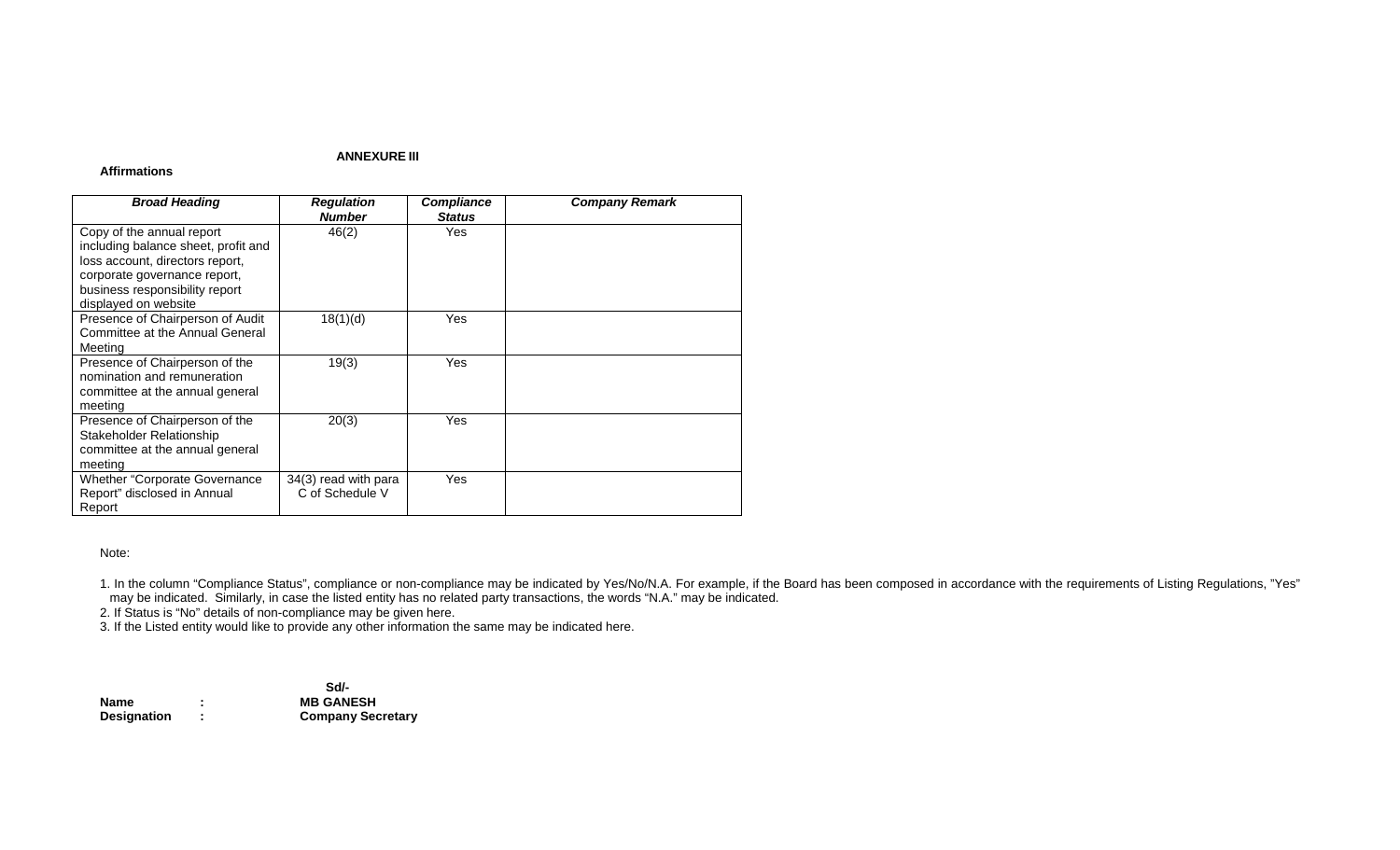**ANNEXURE III**

**Affirmations**

| ***Broad Heading*** | ***Regulation Number*** | ***Compliance Status*** | ***Company Remark*** |
|---|---|---|---|
| Copy of the annual report including balance sheet, profit and loss account, directors report, corporate governance report, business responsibility report displayed on website | 46(2) | Yes | |
| Presence of Chairperson of Audit Committee at the Annual General Meeting | 18(1)(d) | Yes | |
| Presence of Chairperson of the nomination and remuneration committee at the annual general meeting | 19(3) | Yes | |
| Presence of Chairperson of the Stakeholder Relationship committee at the annual general meeting | 20(3) | Yes | |
| Whether "Corporate Governance Report" disclosed in Annual Report | 34(3) read with para C of Schedule V | Yes | |

Note:

1. In the column "Compliance Status", compliance or non-compliance may be indicated by Yes/No/N.A. For example, if the Board has been composed in accordance with the requirements of Listing Regulations, "Yes" may be indicated. Similarly, in case the listed entity has no related party transactions, the words "N.A." may be indicated.
2. If Status is "No" details of non-compliance may be given here.
3. If the Listed entity would like to provide any other information the same may be indicated here.

**Sd/-**

**Name : MB GANESH**

**Designation : Company Secretary**